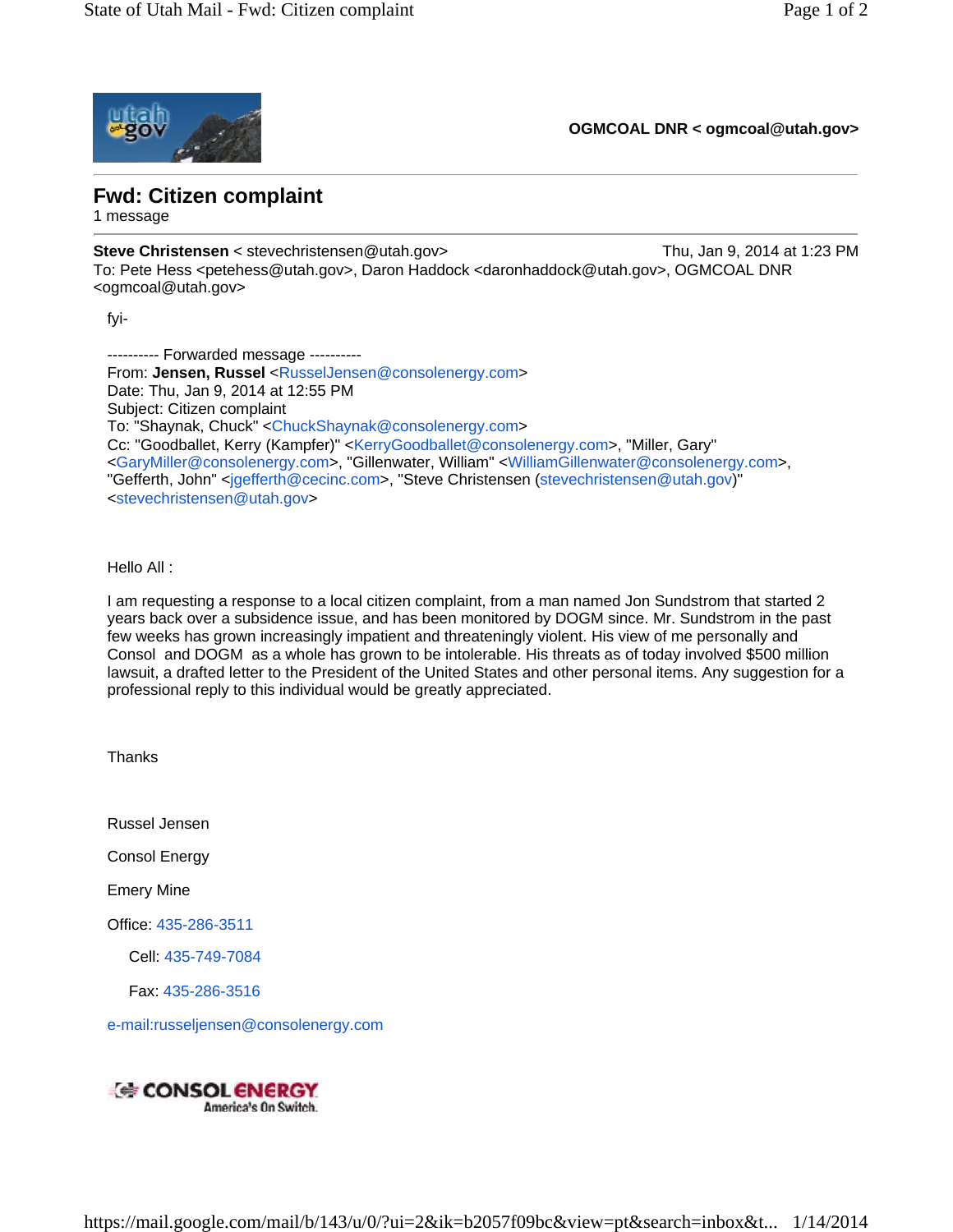**OGMCOAL DNR < ogmcoal@utah.gov>**

# Fwd: Citizen complaint

1 message

**Steve Christensen** < stevechristensen@utah.gov> Thu, Jan 9, 2014 at 1:23 PM
To: Pete Hess <petehess@utah.gov>, Daron Haddock <daronhaddock@utah.gov>, OGMCOAL DNR <ogmcoal@utah.gov>

fyi-

---------- Forwarded message ----------
From: **Jensen, Russel** <RusselJensen@consolenergy.com>
Date: Thu, Jan 9, 2014 at 12:55 PM
Subject: Citizen complaint
To: "Shaynak, Chuck" <ChuckShaynak@consolenergy.com>
Cc: "Goodballet, Kerry (Kampfer)" <KerryGoodballet@consolenergy.com>, "Miller, Gary" <GaryMiller@consolenergy.com>, "Gillenwater, William" <WilliamGillenwater@consolenergy.com>, "Gefferth, John" <jgefferth@cecinc.com>, "Steve Christensen (stevechristensen@utah.gov)" <stevechristensen@utah.gov>

Hello All :

I am requesting a response to a local citizen complaint, from a man named Jon Sundstrom that started 2 years back over a subsidence issue, and has been monitored by DOGM since. Mr. Sundstrom in the past few weeks has grown increasingly impatient and threateningly violent. His view of me personally and Consol and DOGM as a whole has grown to be intolerable. His threats as of today involved $500 million lawsuit, a drafted letter to the President of the United States and other personal items. Any suggestion for a professional reply to this individual would be greatly appreciated.

Thanks

Russel Jensen

Consol Energy

Emery Mine

Office: 435-286-3511

Cell: 435-749-7084

Fax: 435-286-3516

e-mail:russeljensen@consolenergy.com

CONSOL ENERGY
America's On Switch.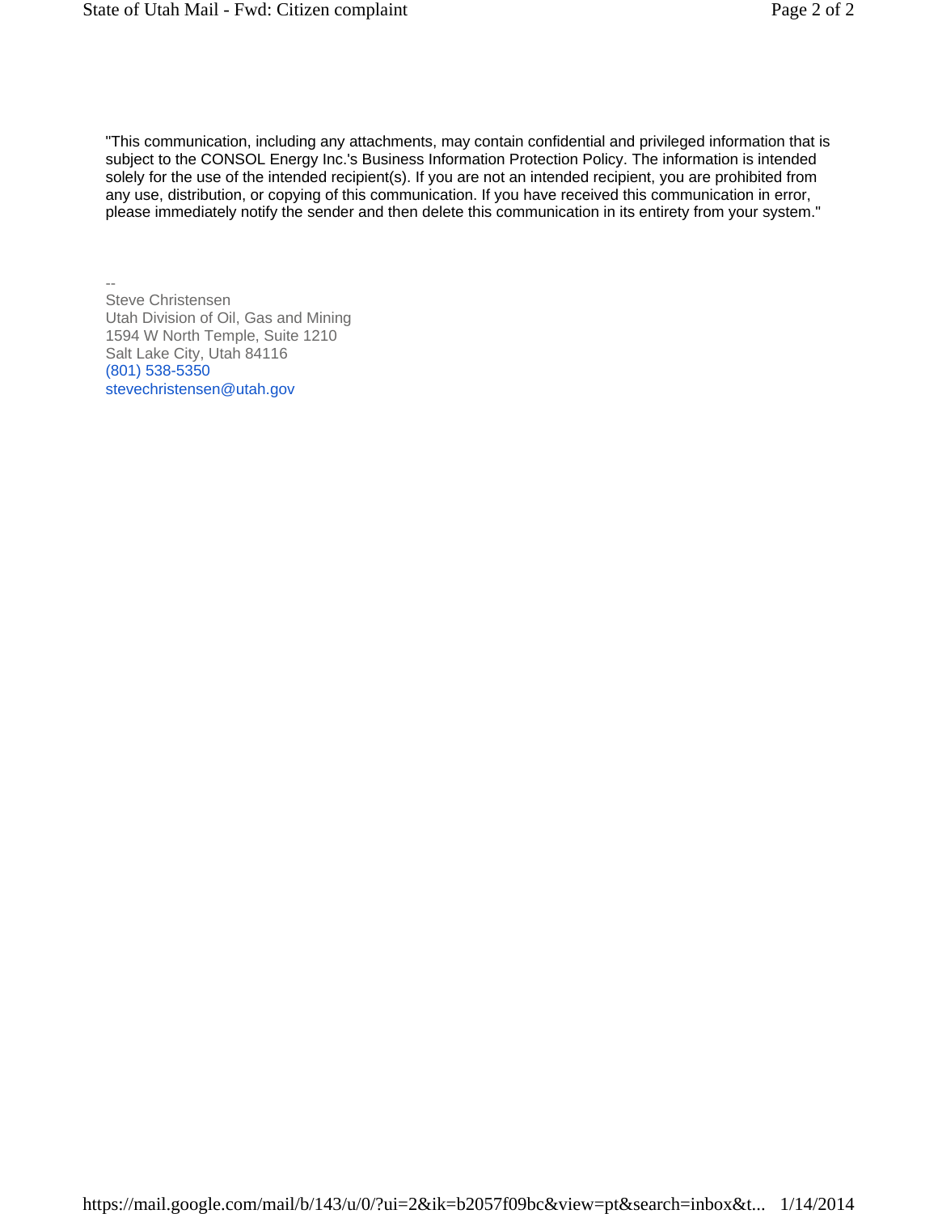"This communication, including any attachments, may contain confidential and privileged information that is subject to the CONSOL Energy Inc.'s Business Information Protection Policy. The information is intended solely for the use of the intended recipient(s). If you are not an intended recipient, you are prohibited from any use, distribution, or copying of this communication. If you have received this communication in error, please immediately notify the sender and then delete this communication in its entirety from your system."

--
Steve Christensen
Utah Division of Oil, Gas and Mining
1594 W North Temple, Suite 1210
Salt Lake City, Utah 84116
(801) 538-5350
stevechristensen@utah.gov